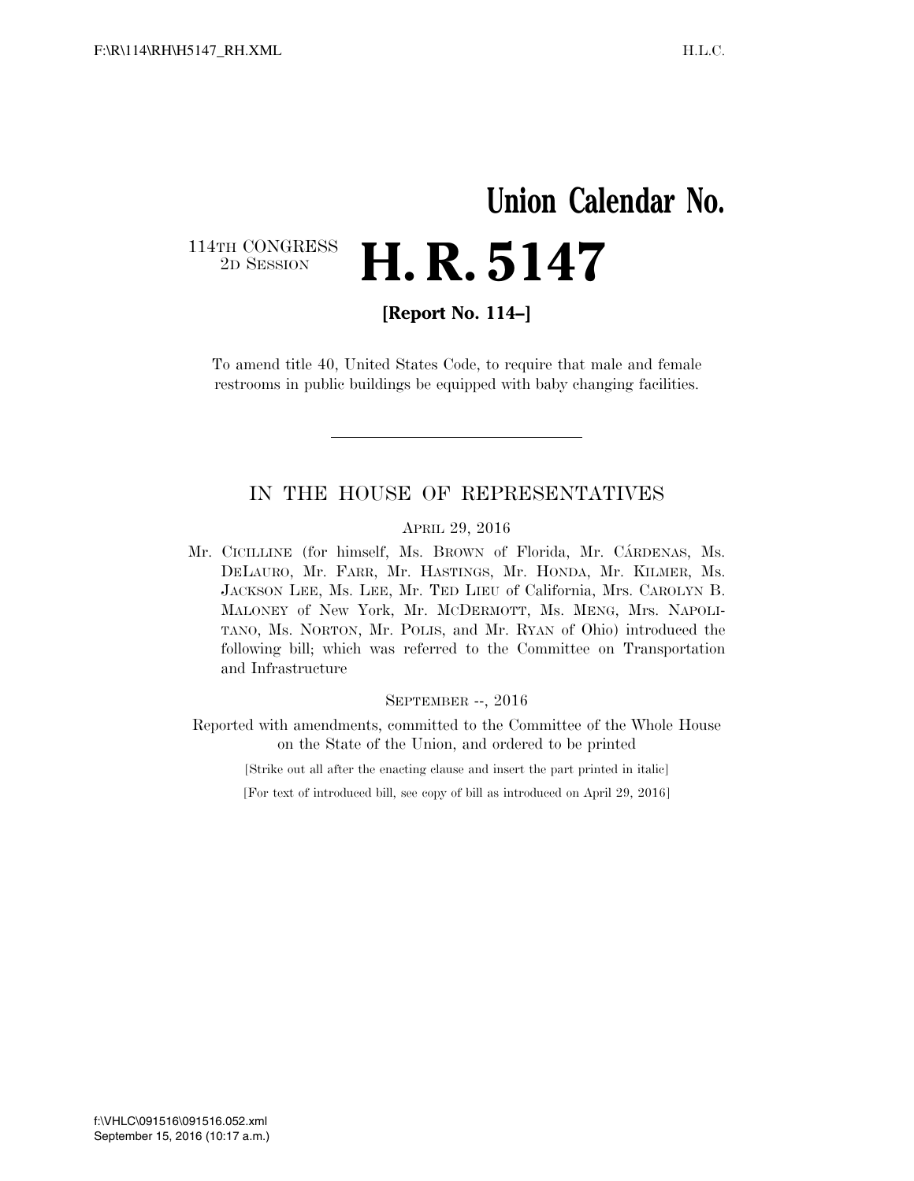# Union Calendar No.

114TH CONGRESS
2D SESSION

# H. R. 5147

**[Report No. 114–]**

To amend title 40, United States Code, to require that male and female restrooms in public buildings be equipped with baby changing facilities.

---

## IN THE HOUSE OF REPRESENTATIVES

APRIL 29, 2016

Mr. CICILLINE (for himself, Ms. BROWN of Florida, Mr. CÁRDENAS, Ms. DELAURO, Mr. FARR, Mr. HASTINGS, Mr. HONDA, Mr. KILMER, Ms. JACKSON LEE, Ms. LEE, Mr. TED LIEU of California, Mrs. CAROLYN B. MALONEY of New York, Mr. MCDERMOTT, Ms. MENG, Mrs. NAPOLITANO, Ms. NORTON, Mr. POLIS, and Mr. RYAN of Ohio) introduced the following bill; which was referred to the Committee on Transportation and Infrastructure

SEPTEMBER --, 2016

Reported with amendments, committed to the Committee of the Whole House on the State of the Union, and ordered to be printed

[Strike out all after the enacting clause and insert the part printed in italic]

[For text of introduced bill, see copy of bill as introduced on April 29, 2016]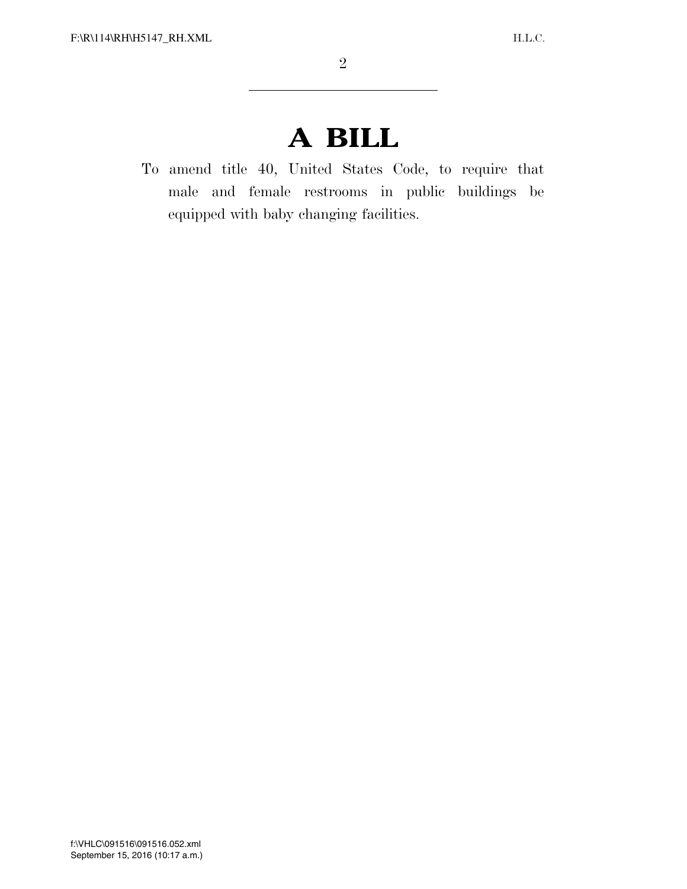# A BILL

To amend title 40, United States Code, to require that male and female restrooms in public buildings be equipped with baby changing facilities.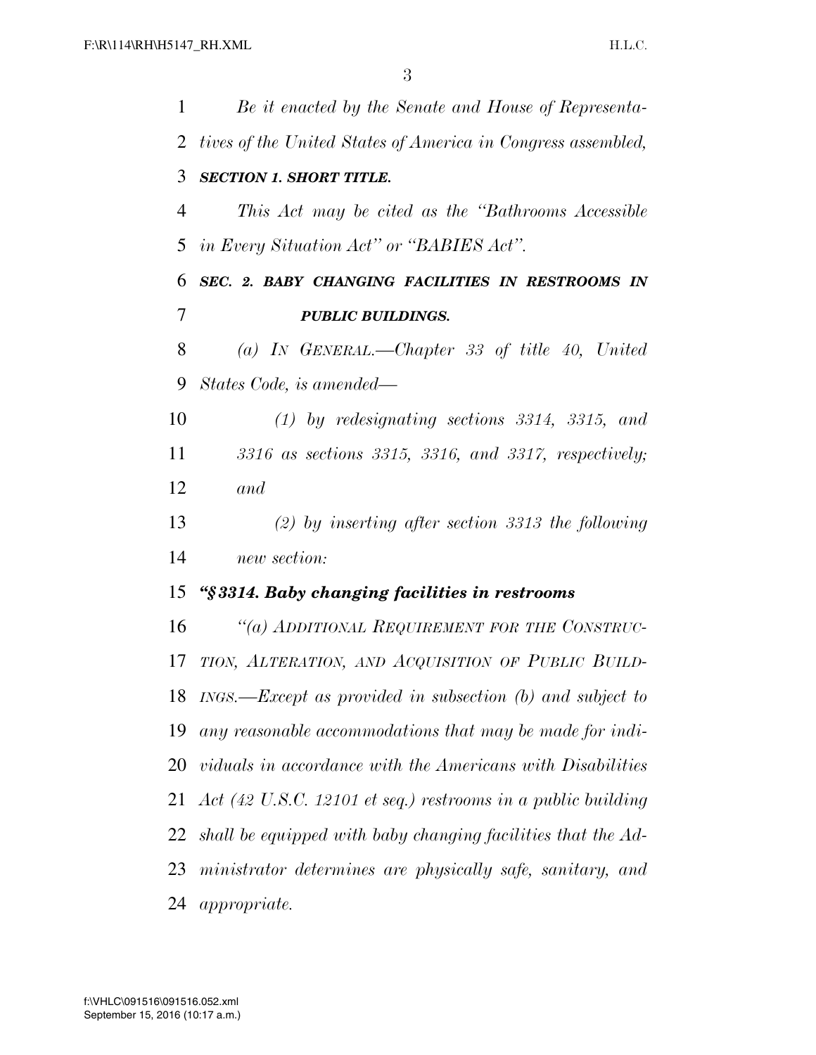*Be it enacted by the Senate and House of Representatives of the United States of America in Congress assembled,*

***SECTION 1. SHORT TITLE.***

*This Act may be cited as the "Bathrooms Accessible in Every Situation Act" or "BABIES Act".*

***SEC. 2. BABY CHANGING FACILITIES IN RESTROOMS IN PUBLIC BUILDINGS.***

*(a) IN GENERAL.—Chapter 33 of title 40, United States Code, is amended—*

*(1) by redesignating sections 3314, 3315, and 3316 as sections 3315, 3316, and 3317, respectively; and*

*(2) by inserting after section 3313 the following new section:*

***"§ 3314. Baby changing facilities in restrooms***

*"(a) ADDITIONAL REQUIREMENT FOR THE CONSTRUCTION, ALTERATION, AND ACQUISITION OF PUBLIC BUILDINGS.—Except as provided in subsection (b) and subject to any reasonable accommodations that may be made for individuals in accordance with the Americans with Disabilities Act (42 U.S.C. 12101 et seq.) restrooms in a public building shall be equipped with baby changing facilities that the Administrator determines are physically safe, sanitary, and appropriate.*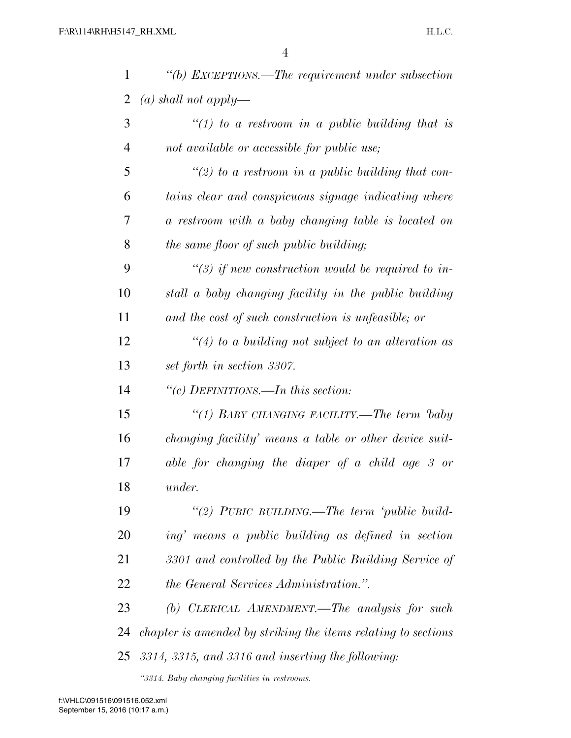*"(b) EXCEPTIONS.—The requirement under subsection (a) shall not apply—*

*"(1) to a restroom in a public building that is not available or accessible for public use;*

*"(2) to a restroom in a public building that contains clear and conspicuous signage indicating where a restroom with a baby changing table is located on the same floor of such public building;*

*"(3) if new construction would be required to install a baby changing facility in the public building and the cost of such construction is unfeasible; or*

*"(4) to a building not subject to an alteration as set forth in section 3307.*

*"(c) DEFINITIONS.—In this section:*

*"(1) BABY CHANGING FACILITY.—The term 'baby changing facility' means a table or other device suitable for changing the diaper of a child age 3 or under.*

*"(2) PUBIC BUILDING.—The term 'public building' means a public building as defined in section 3301 and controlled by the Public Building Service of the General Services Administration.".*

*(b) CLERICAL AMENDMENT.—The analysis for such chapter is amended by striking the items relating to sections 3314, 3315, and 3316 and inserting the following:*

*"3314. Baby changing facilities in restrooms.*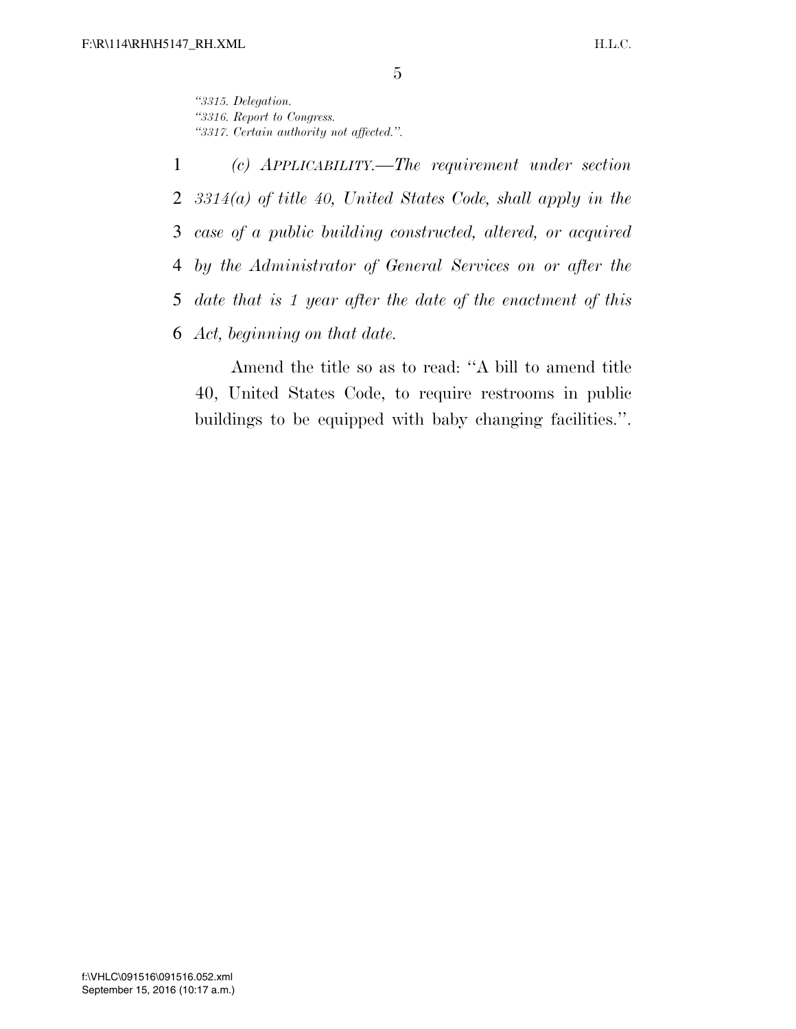*"3315. Delegation.*
*"3316. Report to Congress.*
*"3317. Certain authority not affected.".*

1 *(c) APPLICABILITY.—The requirement under section*
2 *3314(a) of title 40, United States Code, shall apply in the*
3 *case of a public building constructed, altered, or acquired*
4 *by the Administrator of General Services on or after the*
5 *date that is 1 year after the date of the enactment of this*
6 *Act, beginning on that date.*

Amend the title so as to read: "A bill to amend title 40, United States Code, to require restrooms in public buildings to be equipped with baby changing facilities.".